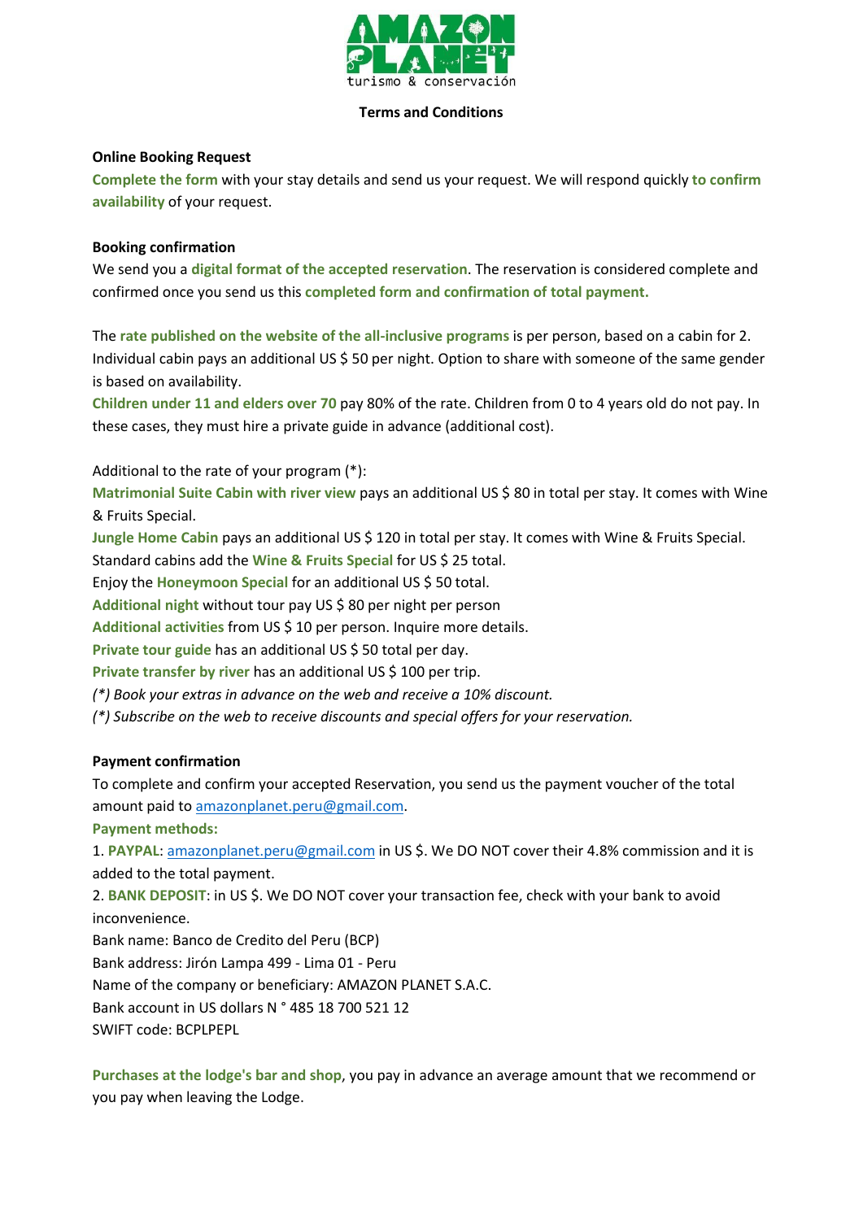AMAZON PLANET

turismo & conservación

# Terms and Conditions

## Online Booking Request

**Complete the form** with your stay details and send us your request. We will respond quickly **to confirm availability** of your request.

## Booking confirmation

We send you a **digital format of the accepted reservation**. The reservation is considered complete and confirmed once you send us this **completed form and confirmation of total payment.**

The **rate published on the website of the all-inclusive programs** is per person, based on a cabin for 2. Individual cabin pays an additional US $ 50 per night. Option to share with someone of the same gender is based on availability.

**Children under 11 and elders over 70** pay 80% of the rate. Children from 0 to 4 years old do not pay. In these cases, they must hire a private guide in advance (additional cost).

Additional to the rate of your program (*):

**Matrimonial Suite Cabin with river view** pays an additional US $ 80 in total per stay. It comes with Wine & Fruits Special.

**Jungle Home Cabin** pays an additional US $ 120 in total per stay. It comes with Wine & Fruits Special.

Standard cabins add the **Wine & Fruits Special** for US $ 25 total.

Enjoy the **Honeymoon Special** for an additional US $ 50 total.

**Additional night** without tour pay US $ 80 per night per person

**Additional activities** from US $ 10 per person. Inquire more details.

**Private tour guide** has an additional US $ 50 total per day.

**Private transfer by river** has an additional US $ 100 per trip.

*(*) Book your extras in advance on the web and receive a 10% discount.*

*(*) Subscribe on the web to receive discounts and special offers for your reservation.*

## Payment confirmation

To complete and confirm your accepted Reservation, you send us the payment voucher of the total amount paid to amazonplanet.peru@gmail.com.

**Payment methods:**

1. **PAYPAL**: amazonplanet.peru@gmail.com in US $. We DO NOT cover their 4.8% commission and it is added to the total payment.
2. **BANK DEPOSIT**: in US $. We DO NOT cover your transaction fee, check with your bank to avoid inconvenience.

Bank name: Banco de Credito del Peru (BCP)

Bank address: Jirón Lampa 499 - Lima 01 - Peru

Name of the company or beneficiary: AMAZON PLANET S.A.C.

Bank account in US dollars N ° 485 18 700 521 12

SWIFT code: BCPLPEPL

**Purchases at the lodge's bar and shop**, you pay in advance an average amount that we recommend or you pay when leaving the Lodge.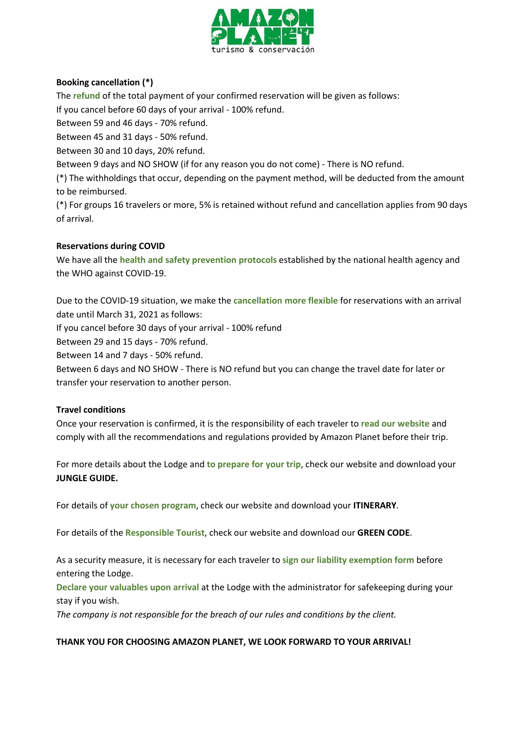**Booking cancellation (*)**

The refund of the total payment of your confirmed reservation will be given as follows:

If you cancel before 60 days of your arrival - 100% refund.

Between 59 and 46 days - 70% refund.

Between 45 and 31 days - 50% refund.

Between 30 and 10 days, 20% refund.

Between 9 days and NO SHOW (if for any reason you do not come) - There is NO refund.

(*) The withholdings that occur, depending on the payment method, will be deducted from the amount to be reimbursed.

(*) For groups 16 travelers or more, 5% is retained without refund and cancellation applies from 90 days of arrival.

**Reservations during COVID**

We have all the health and safety prevention protocols established by the national health agency and the WHO against COVID-19.

Due to the COVID-19 situation, we make the cancellation more flexible for reservations with an arrival date until March 31, 2021 as follows:

If you cancel before 30 days of your arrival - 100% refund

Between 29 and 15 days - 70% refund.

Between 14 and 7 days - 50% refund.

Between 6 days and NO SHOW - There is NO refund but you can change the travel date for later or transfer your reservation to another person.

**Travel conditions**

Once your reservation is confirmed, it is the responsibility of each traveler to read our website and comply with all the recommendations and regulations provided by Amazon Planet before their trip.

For more details about the Lodge and to prepare for your trip, check our website and download your **JUNGLE GUIDE.**

For details of your chosen program, check our website and download your **ITINERARY**.

For details of the Responsible Tourist, check our website and download our **GREEN CODE**.

As a security measure, it is necessary for each traveler to sign our liability exemption form before entering the Lodge.

Declare your valuables upon arrival at the Lodge with the administrator for safekeeping during your stay if you wish.

*The company is not responsible for the breach of our rules and conditions by the client.*

**THANK YOU FOR CHOOSING AMAZON PLANET, WE LOOK FORWARD TO YOUR ARRIVAL!**